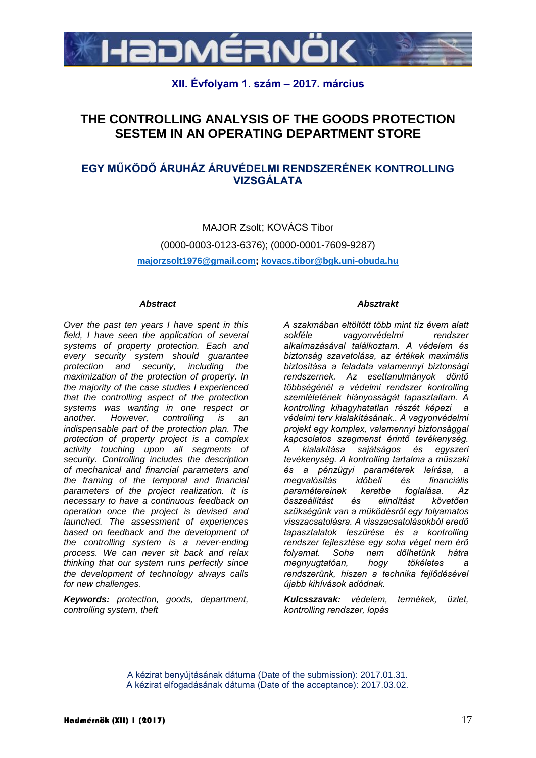XII. Évfolyam 1. szám – 2017. március

# THE CONTROLLING ANALYSIS OF THE GOODS PROTECTION SESTEM IN AN OPERATING DEPARTMENT STORE

## EGY MŰKÖDŐ ÁRUHÁZ ÁRUVÉDELMI RENDSZERÉNEK KONTROLLING VIZSGÁLATA

MAJOR Zsolt; KOVÁCS Tibor

(0000-0003-0123-6376); (0000-0001-7609-9287)

**majorzsolt1976@gmail.com; kovacs.tibor@bgk.uni-obuda.hu**

### *Abstract*

*Over the past ten years I have spent in this field, I have seen the application of several systems of property protection. Each and every security system should guarantee protection and security, including the maximization of the protection of property. In the majority of the case studies I experienced that the controlling aspect of the protection systems was wanting in one respect or another. However, controlling is an indispensable part of the protection plan. The protection of property project is a complex activity touching upon all segments of security. Controlling includes the description of mechanical and financial parameters and the framing of the temporal and financial parameters of the project realization. It is necessary to have a continuous feedback on operation once the project is devised and launched. The assessment of experiences based on feedback and the development of the controlling system is a never-ending process. We can never sit back and relax thinking that our system runs perfectly since the development of technology always calls for new challenges.*

***Keywords:*** *protection, goods, department, controlling system, theft*

### *Absztrakt*

*A szakmában eltöltött több mint tíz évem alatt sokféle vagyonvédelmi rendszer alkalmazásával találkoztam. A védelem és biztonság szavatolása, az értékek maximális biztosítása a feladata valamennyi biztonsági rendszernek. Az esettanulmányok döntő többségénél a védelmi rendszer kontrolling szemléletének hiányosságát tapasztaltam. A kontrolling kihagyhatatlan részét képezi a védelmi terv kialakításának.. A vagyonvédelmi projekt egy komplex, valamennyi biztonsággal kapcsolatos szegmenst érintő tevékenység. A kialakítása sajátságos és egyszeri tevékenység. A kontrolling tartalma a műszaki és a pénzügyi paraméterek leírása, a megvalósítás időbeli és financiális paramétereinek keretbe foglalása. Az összeállítást és elindítást követően szükségünk van a működésről egy folyamatos visszacsatolásra. A visszacsatolásokból eredő tapasztalatok leszűrése és a kontrolling rendszer fejlesztése egy soha véget nem érő folyamat. Soha nem dőlhetünk hátra megnyugtatóan, hogy tökéletes a rendszerünk, hiszen a technika fejlődésével újabb kihívások adódnak.*

***Kulcsszavak:*** *védelem, termékek, üzlet, kontrolling rendszer, lopás*

A kézirat benyújtásának dátuma (Date of the submission): 2017.01.31.
A kézirat elfogadásának dátuma (Date of the acceptance): 2017.03.02.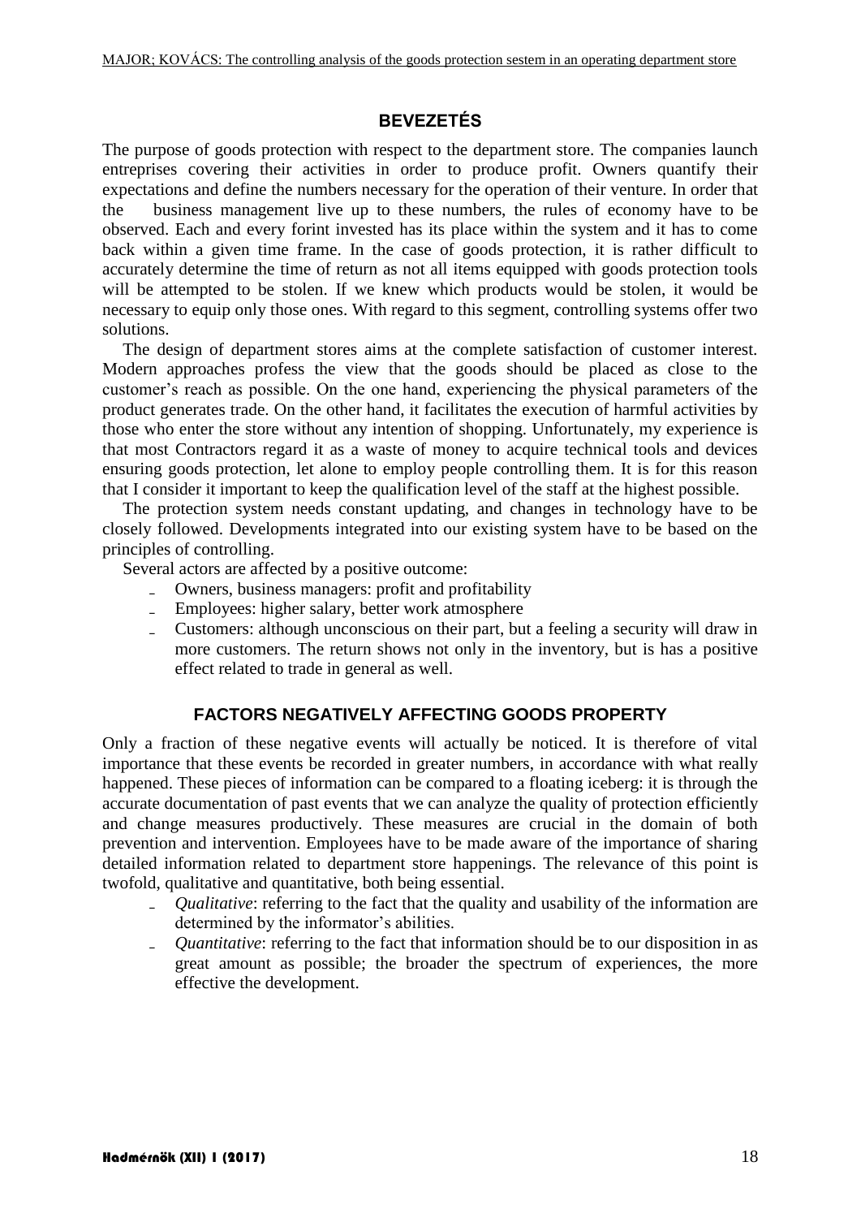## BEVEZETÉS

The purpose of goods protection with respect to the department store. The companies launch entreprises covering their activities in order to produce profit. Owners quantify their expectations and define the numbers necessary for the operation of their venture. In order that the business management live up to these numbers, the rules of economy have to be observed. Each and every forint invested has its place within the system and it has to come back within a given time frame. In the case of goods protection, it is rather difficult to accurately determine the time of return as not all items equipped with goods protection tools will be attempted to be stolen. If we knew which products would be stolen, it would be necessary to equip only those ones. With regard to this segment, controlling systems offer two solutions.

The design of department stores aims at the complete satisfaction of customer interest. Modern approaches profess the view that the goods should be placed as close to the customer's reach as possible. On the one hand, experiencing the physical parameters of the product generates trade. On the other hand, it facilitates the execution of harmful activities by those who enter the store without any intention of shopping. Unfortunately, my experience is that most Contractors regard it as a waste of money to acquire technical tools and devices ensuring goods protection, let alone to employ people controlling them. It is for this reason that I consider it important to keep the qualification level of the staff at the highest possible.

The protection system needs constant updating, and changes in technology have to be closely followed. Developments integrated into our existing system have to be based on the principles of controlling.

Several actors are affected by a positive outcome:

- Owners, business managers: profit and profitability
- Employees: higher salary, better work atmosphere
- Customers: although unconscious on their part, but a feeling a security will draw in more customers. The return shows not only in the inventory, but is has a positive effect related to trade in general as well.

## FACTORS NEGATIVELY AFFECTING GOODS PROPERTY

Only a fraction of these negative events will actually be noticed. It is therefore of vital importance that these events be recorded in greater numbers, in accordance with what really happened. These pieces of information can be compared to a floating iceberg: it is through the accurate documentation of past events that we can analyze the quality of protection efficiently and change measures productively. These measures are crucial in the domain of both prevention and intervention. Employees have to be made aware of the importance of sharing detailed information related to department store happenings. The relevance of this point is twofold, qualitative and quantitative, both being essential.

- *Qualitative*: referring to the fact that the quality and usability of the information are determined by the informator's abilities.
- *Quantitative*: referring to the fact that information should be to our disposition in as great amount as possible; the broader the spectrum of experiences, the more effective the development.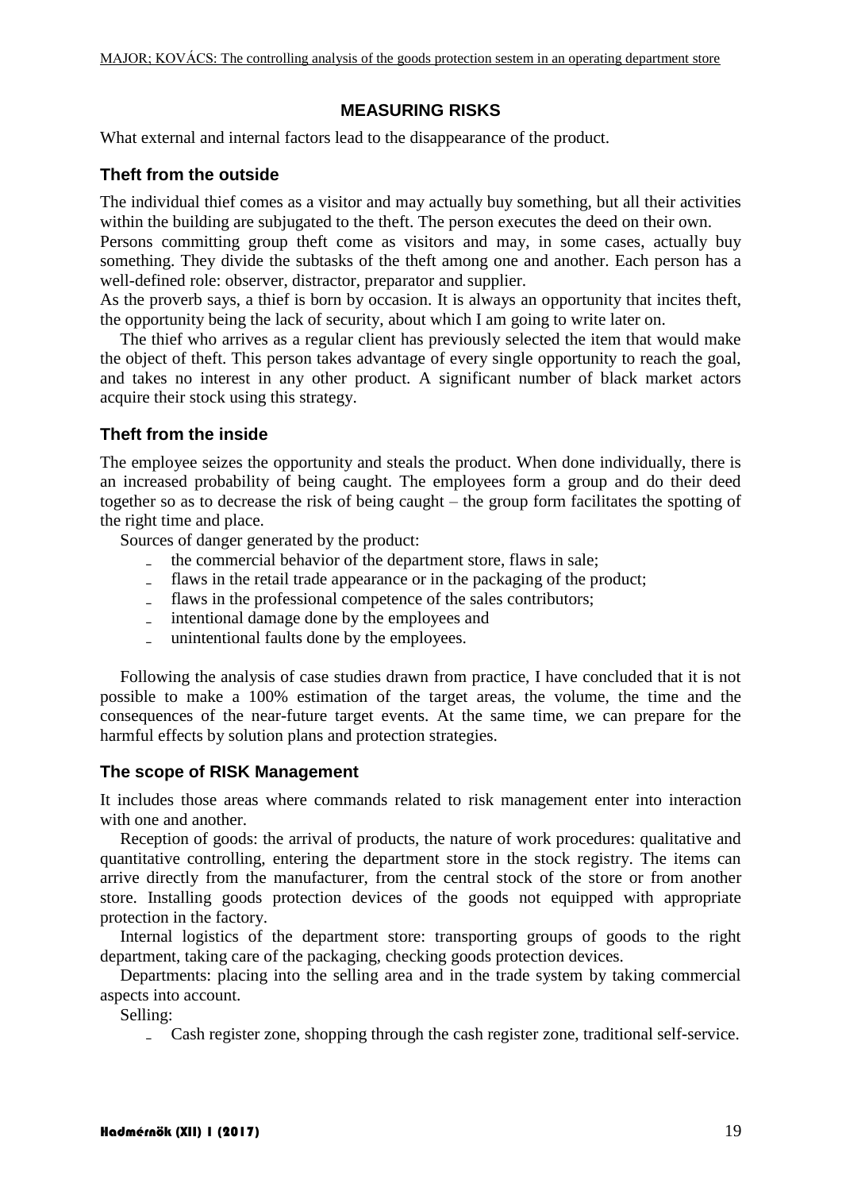## MEASURING RISKS

What external and internal factors lead to the disappearance of the product.

### Theft from the outside

The individual thief comes as a visitor and may actually buy something, but all their activities within the building are subjugated to the theft. The person executes the deed on their own.
Persons committing group theft come as visitors and may, in some cases, actually buy something. They divide the subtasks of the theft among one and another. Each person has a well-defined role: observer, distractor, preparator and supplier.
As the proverb says, a thief is born by occasion. It is always an opportunity that incites theft, the opportunity being the lack of security, about which I am going to write later on.

The thief who arrives as a regular client has previously selected the item that would make the object of theft. This person takes advantage of every single opportunity to reach the goal, and takes no interest in any other product. A significant number of black market actors acquire their stock using this strategy.

### Theft from the inside

The employee seizes the opportunity and steals the product. When done individually, there is an increased probability of being caught. The employees form a group and do their deed together so as to decrease the risk of being caught – the group form facilitates the spotting of the right time and place.

Sources of danger generated by the product:

- the commercial behavior of the department store, flaws in sale;
- flaws in the retail trade appearance or in the packaging of the product;
- flaws in the professional competence of the sales contributors;
- intentional damage done by the employees and
- unintentional faults done by the employees.

Following the analysis of case studies drawn from practice, I have concluded that it is not possible to make a 100% estimation of the target areas, the volume, the time and the consequences of the near-future target events. At the same time, we can prepare for the harmful effects by solution plans and protection strategies.

### The scope of RISK Management

It includes those areas where commands related to risk management enter into interaction with one and another.

Reception of goods: the arrival of products, the nature of work procedures: qualitative and quantitative controlling, entering the department store in the stock registry. The items can arrive directly from the manufacturer, from the central stock of the store or from another store. Installing goods protection devices of the goods not equipped with appropriate protection in the factory.

Internal logistics of the department store: transporting groups of goods to the right department, taking care of the packaging, checking goods protection devices.

Departments: placing into the selling area and in the trade system by taking commercial aspects into account.

Selling:

- Cash register zone, shopping through the cash register zone, traditional self-service.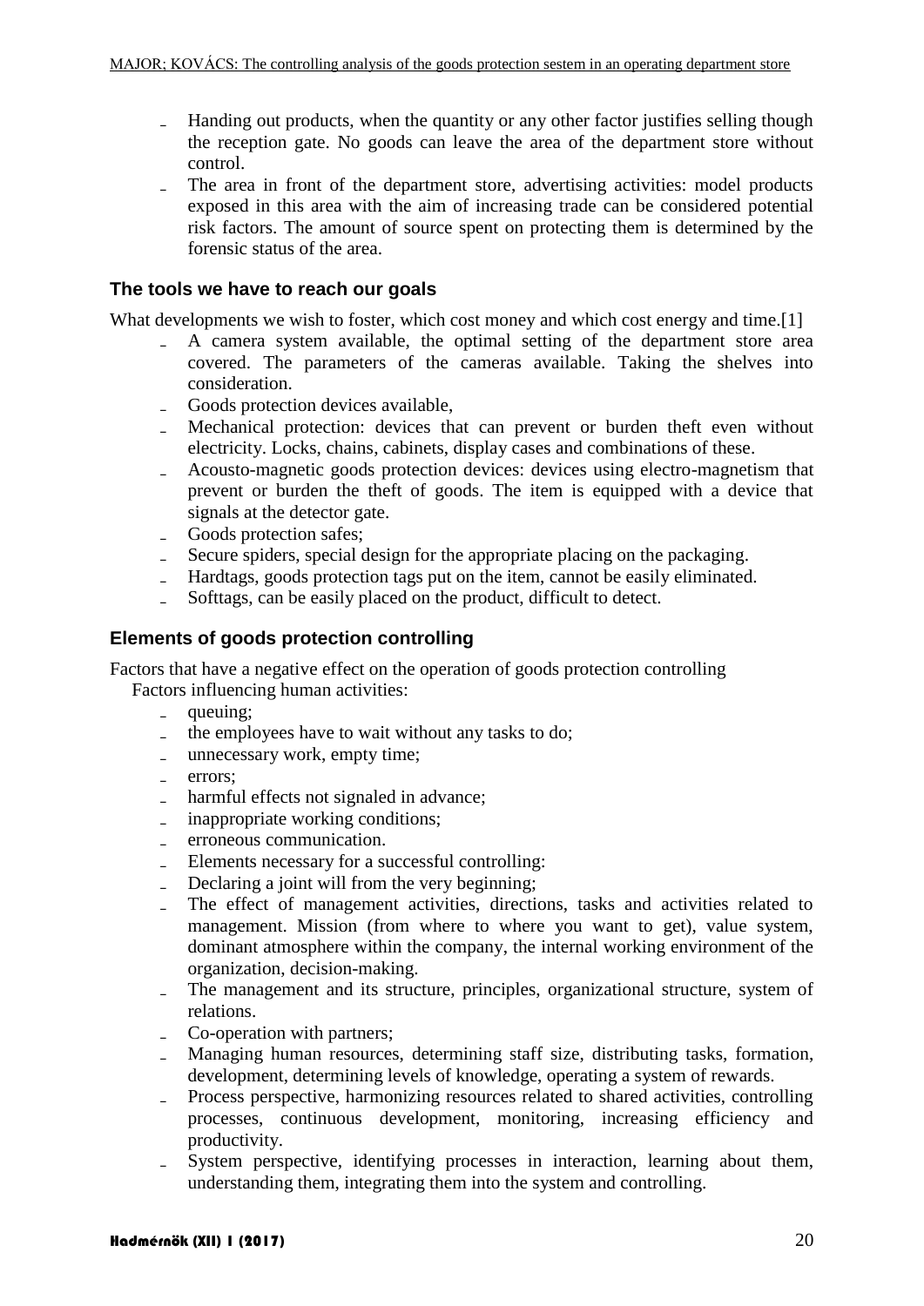- Handing out products, when the quantity or any other factor justifies selling though the reception gate. No goods can leave the area of the department store without control.
- The area in front of the department store, advertising activities: model products exposed in this area with the aim of increasing trade can be considered potential risk factors. The amount of source spent on protecting them is determined by the forensic status of the area.

### The tools we have to reach our goals

What developments we wish to foster, which cost money and which cost energy and time.[1]

- A camera system available, the optimal setting of the department store area covered. The parameters of the cameras available. Taking the shelves into consideration.
- Goods protection devices available,
- Mechanical protection: devices that can prevent or burden theft even without electricity. Locks, chains, cabinets, display cases and combinations of these.
- Acousto-magnetic goods protection devices: devices using electro-magnetism that prevent or burden the theft of goods. The item is equipped with a device that signals at the detector gate.
- Goods protection safes;
- Secure spiders, special design for the appropriate placing on the packaging.
- Hardtags, goods protection tags put on the item, cannot be easily eliminated.
- Softtags, can be easily placed on the product, difficult to detect.

### Elements of goods protection controlling

Factors that have a negative effect on the operation of goods protection controlling

Factors influencing human activities:

- queuing;
- the employees have to wait without any tasks to do;
- unnecessary work, empty time;
- errors;
- harmful effects not signaled in advance;
- inappropriate working conditions;
- erroneous communication.
- Elements necessary for a successful controlling:
- Declaring a joint will from the very beginning;
- The effect of management activities, directions, tasks and activities related to management. Mission (from where to where you want to get), value system, dominant atmosphere within the company, the internal working environment of the organization, decision-making.
- The management and its structure, principles, organizational structure, system of relations.
- Co-operation with partners;
- Managing human resources, determining staff size, distributing tasks, formation, development, determining levels of knowledge, operating a system of rewards.
- Process perspective, harmonizing resources related to shared activities, controlling processes, continuous development, monitoring, increasing efficiency and productivity.
- System perspective, identifying processes in interaction, learning about them, understanding them, integrating them into the system and controlling.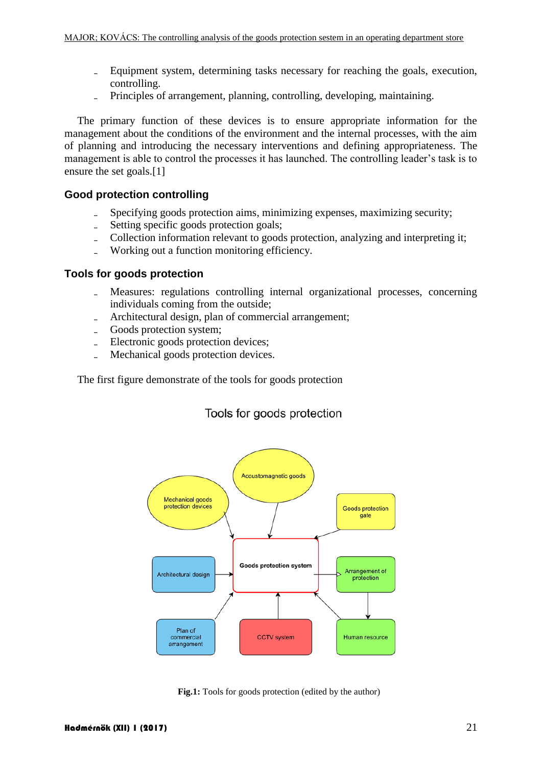- Equipment system, determining tasks necessary for reaching the goals, execution, controlling.
- Principles of arrangement, planning, controlling, developing, maintaining.

The primary function of these devices is to ensure appropriate information for the management about the conditions of the environment and the internal processes, with the aim of planning and introducing the necessary interventions and defining appropriateness. The management is able to control the processes it has launched. The controlling leader's task is to ensure the set goals.[1]

## Good protection controlling

- Specifying goods protection aims, minimizing expenses, maximizing security;
- Setting specific goods protection goals;
- Collection information relevant to goods protection, analyzing and interpreting it;
- Working out a function monitoring efficiency.

## Tools for goods protection

- Measures: regulations controlling internal organizational processes, concerning individuals coming from the outside;
- Architectural design, plan of commercial arrangement;
- Goods protection system;
- Electronic goods protection devices;
- Mechanical goods protection devices.

The first figure demonstrate of the tools for goods protection

Tools for goods protection

Mechanical goods protection devices

Accoustomagnetic goods

Goods protection gate

Architectural design

Goods protection system

Arrangement of protection

Plan of commercial arrangement

CCTV system

Human resource

**Fig.1:** Tools for goods protection (edited by the author)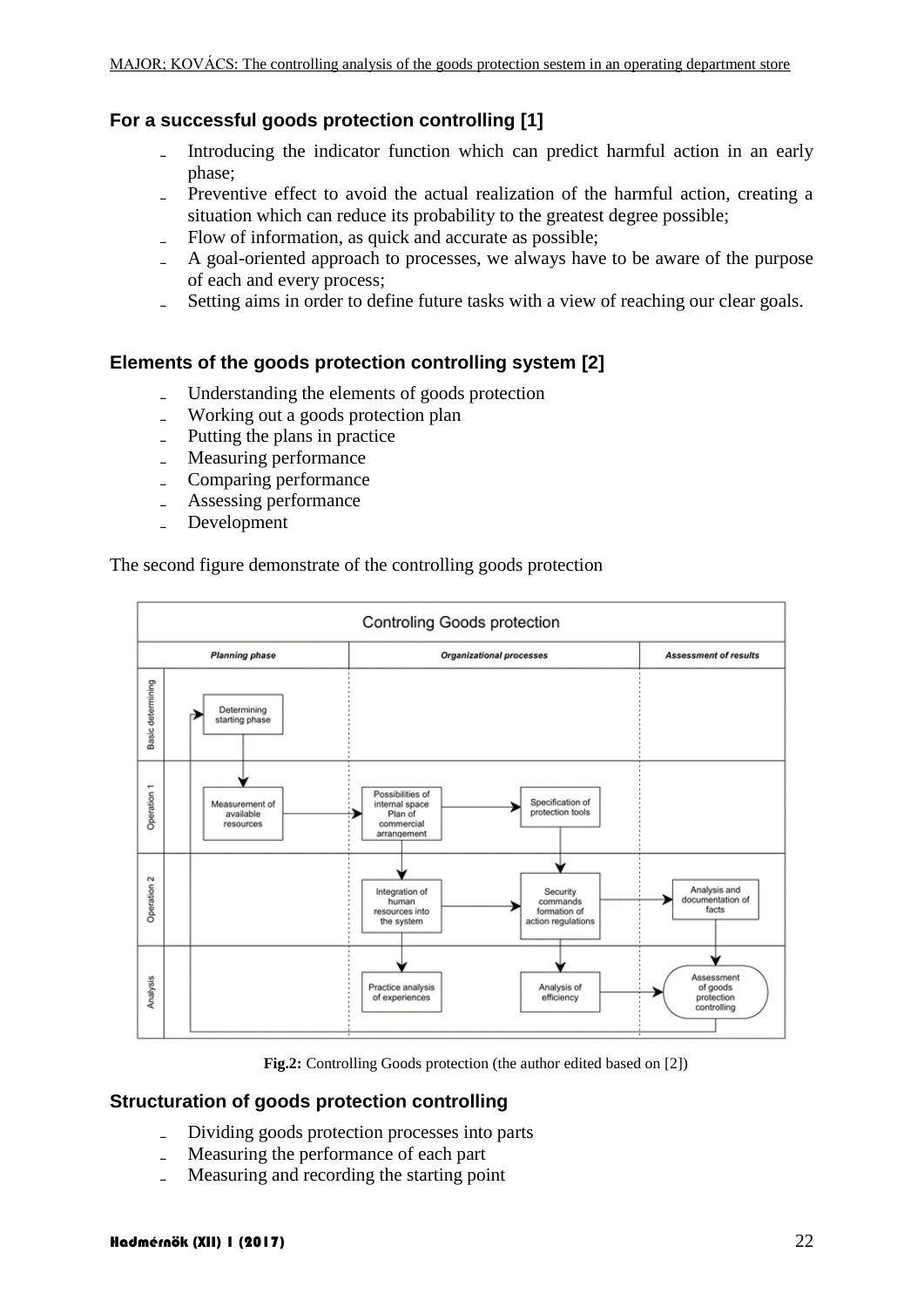### For a successful goods protection controlling [1]

- Introducing the indicator function which can predict harmful action in an early phase;
- Preventive effect to avoid the actual realization of the harmful action, creating a situation which can reduce its probability to the greatest degree possible;
- Flow of information, as quick and accurate as possible;
- A goal-oriented approach to processes, we always have to be aware of the purpose of each and every process;
- Setting aims in order to define future tasks with a view of reaching our clear goals.

### Elements of the goods protection controlling system [2]

- Understanding the elements of goods protection
- Working out a goods protection plan
- Putting the plans in practice
- Measuring performance
- Comparing performance
- Assessing performance
- Development

The second figure demonstrate of the controlling goods protection

**Fig.2:** Controlling Goods protection (the author edited based on [2])

### Structuration of goods protection controlling

- Dividing goods protection processes into parts
- Measuring the performance of each part
- Measuring and recording the starting point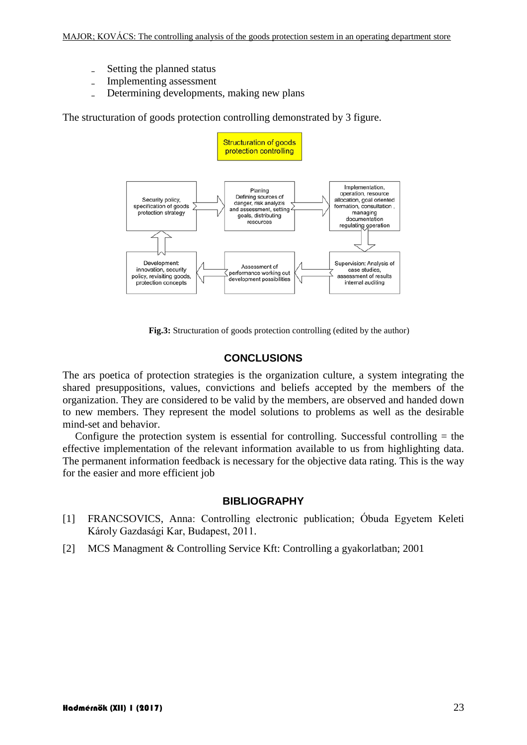- Setting the planned status
- Implementing assessment
- Determining developments, making new plans

The structuration of goods protection controlling demonstrated by 3 figure.

Structuration of goods protection controlling

Security policy, specification of goods protection strategy

Planing Defining sources of danger, risk analyzis and assessment, setting goals, distributing resources

Implementation, operation, resource allocation, goal oriented formation, consultation , managing documentation regulating operation

Supervision: Analysis of case studies, assessment of results internal auditing

Assessment of performance working out development possibilities

Development: innovation, security policy, revisiting goods, protection concepts

**Fig.3:** Structuration of goods protection controlling (edited by the author)

## CONCLUSIONS

The ars poetica of protection strategies is the organization culture, a system integrating the shared presuppositions, values, convictions and beliefs accepted by the members of the organization. They are considered to be valid by the members, are observed and handed down to new members. They represent the model solutions to problems as well as the desirable mind-set and behavior.

Configure the protection system is essential for controlling. Successful controlling = the effective implementation of the relevant information available to us from highlighting data. The permanent information feedback is necessary for the objective data rating. This is the way for the easier and more efficient job

## BIBLIOGRAPHY

[1] FRANCSOVICS, Anna: Controlling electronic publication; Óbuda Egyetem Keleti Károly Gazdasági Kar, Budapest, 2011.

[2] MCS Managment & Controlling Service Kft: Controlling a gyakorlatban; 2001